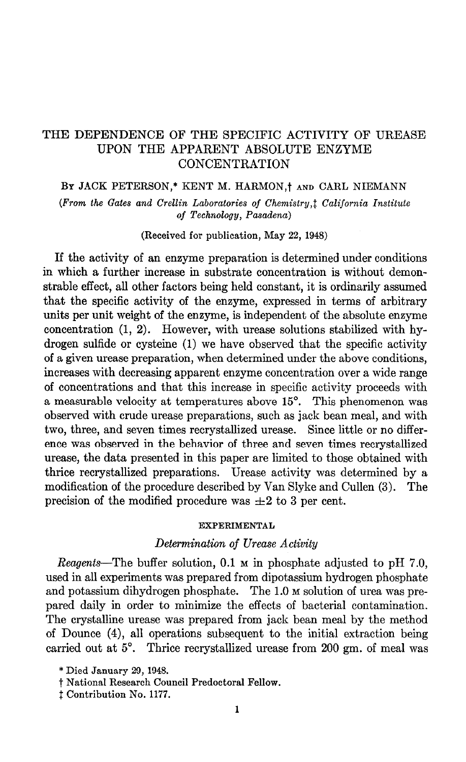# THE DEPENDENCE OF THE SPECIFIC ACTIVITY OF UREASE UPON THE APPARENT ABSOLUTE ENZYME CONCENTRATION

By JACK PETERSON,* KENT M. HARMON,† AND CARL NIEMANN

*(From the Gates and Crellin Laboratories of Chemistry,‡ California Institute of Technology, Pasadena)*

(Received for publication, May 22, 1948)

If the activity of an enzyme preparation is determined under conditions in which a further increase in substrate concentration is without demonstrable effect, all other factors being held constant, it is ordinarily assumed that the specific activity of the enzyme, expressed in terms of arbitrary units per unit weight of the enzyme, is independent of the absolute enzyme concentration (1, 2). However, with urease solutions stabilized with hydrogen sulfide or cysteine (1) we have observed that the specific activity of a given urease preparation, when determined under the above conditions, increases with decreasing apparent enzyme concentration over a wide range of concentrations and that this increase in specific activity proceeds with a measurable velocity at temperatures above 15°. This phenomenon was observed with crude urease preparations, such as jack bean meal, and with two, three, and seven times recrystallized urease. Since little or no difference was observed in the behavior of three and seven times recrystallized urease, the data presented in this paper are limited to those obtained with thrice recrystallized preparations. Urease activity was determined by a modification of the procedure described by Van Slyke and Cullen (3). The precision of the modified procedure was ±2 to 3 per cent.

## EXPERIMENTAL

### *Determination of Urease Activity*

*Reagents*—The buffer solution, 0.1 M in phosphate adjusted to pH 7.0, used in all experiments was prepared from dipotassium hydrogen phosphate and potassium dihydrogen phosphate. The 1.0 M solution of urea was prepared daily in order to minimize the effects of bacterial contamination. The crystalline urease was prepared from jack bean meal by the method of Dounce (4), all operations subsequent to the initial extraction being carried out at 5°. Thrice recrystallized urease from 200 gm. of meal was

\* Died January 29, 1948.

† National Research Council Predoctoral Fellow.

‡ Contribution No. 1177.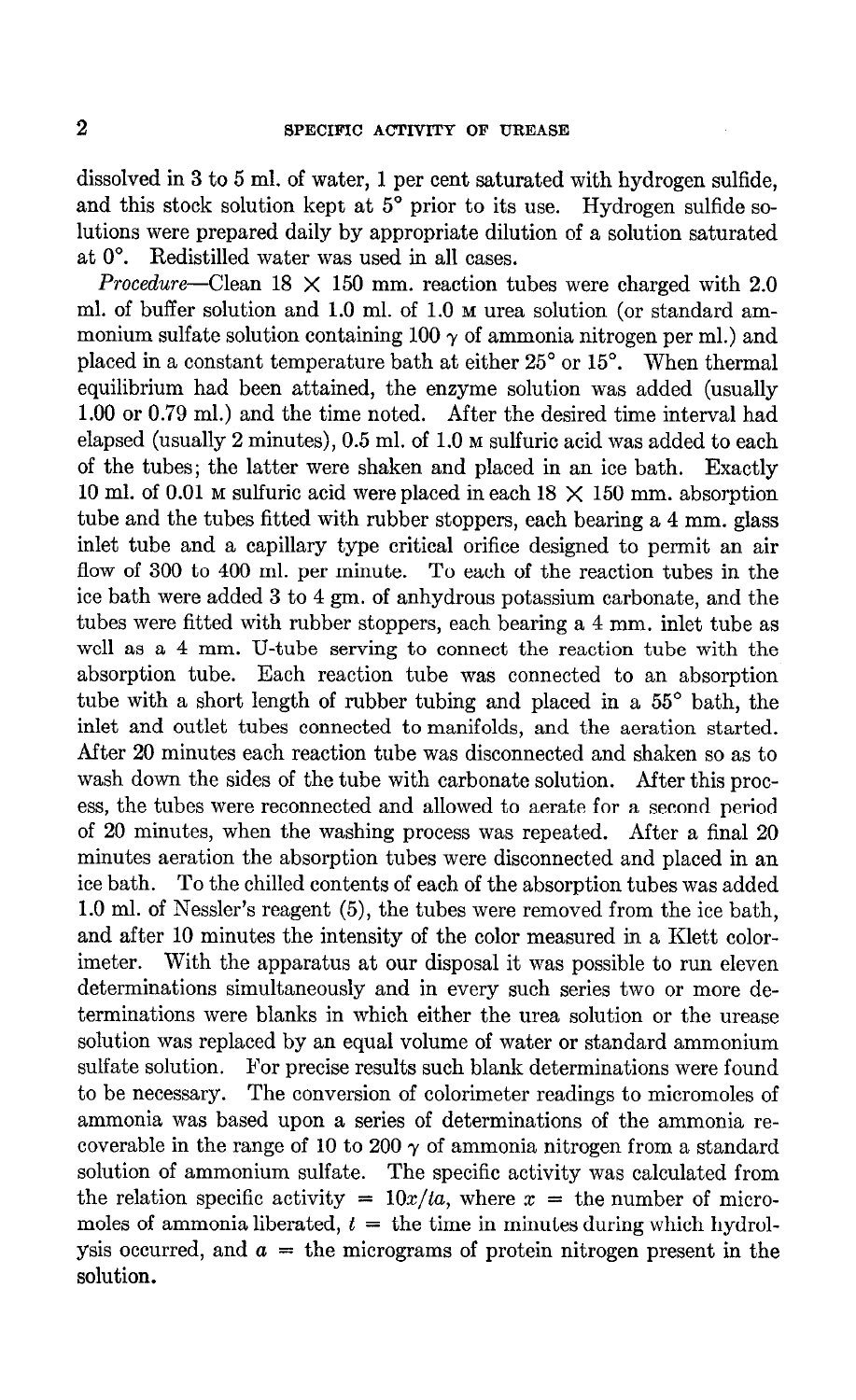dissolved in 3 to 5 ml. of water, 1 per cent saturated with hydrogen sulfide, and this stock solution kept at 5° prior to its use. Hydrogen sulfide solutions were prepared daily by appropriate dilution of a solution saturated at 0°. Redistilled water was used in all cases.

*Procedure*—Clean 18 × 150 mm. reaction tubes were charged with 2.0 ml. of buffer solution and 1.0 ml. of 1.0 M urea solution (or standard ammonium sulfate solution containing 100 $\gamma$ of ammonia nitrogen per ml.) and placed in a constant temperature bath at either 25° or 15°. When thermal equilibrium had been attained, the enzyme solution was added (usually 1.00 or 0.79 ml.) and the time noted. After the desired time interval had elapsed (usually 2 minutes), 0.5 ml. of 1.0 M sulfuric acid was added to each of the tubes; the latter were shaken and placed in an ice bath. Exactly 10 ml. of 0.01 M sulfuric acid were placed in each 18 × 150 mm. absorption tube and the tubes fitted with rubber stoppers, each bearing a 4 mm. glass inlet tube and a capillary type critical orifice designed to permit an air flow of 300 to 400 ml. per minute. To each of the reaction tubes in the ice bath were added 3 to 4 gm. of anhydrous potassium carbonate, and the tubes were fitted with rubber stoppers, each bearing a 4 mm. inlet tube as well as a 4 mm. U-tube serving to connect the reaction tube with the absorption tube. Each reaction tube was connected to an absorption tube with a short length of rubber tubing and placed in a 55° bath, the inlet and outlet tubes connected to manifolds, and the aeration started. After 20 minutes each reaction tube was disconnected and shaken so as to wash down the sides of the tube with carbonate solution. After this process, the tubes were reconnected and allowed to aerate for a second period of 20 minutes, when the washing process was repeated. After a final 20 minutes aeration the absorption tubes were disconnected and placed in an ice bath. To the chilled contents of each of the absorption tubes was added 1.0 ml. of Nessler's reagent (5), the tubes were removed from the ice bath, and after 10 minutes the intensity of the color measured in a Klett colorimeter. With the apparatus at our disposal it was possible to run eleven determinations simultaneously and in every such series two or more determinations were blanks in which either the urea solution or the urease solution was replaced by an equal volume of water or standard ammonium sulfate solution. For precise results such blank determinations were found to be necessary. The conversion of colorimeter readings to micromoles of ammonia was based upon a series of determinations of the ammonia recoverable in the range of 10 to 200 $\gamma$ of ammonia nitrogen from a standard solution of ammonium sulfate. The specific activity was calculated from the relation specific activity = $10x/ta$, where $x$ = the number of micromoles of ammonia liberated, $t$ = the time in minutes during which hydrolysis occurred, and $a$ = the micrograms of protein nitrogen present in the solution.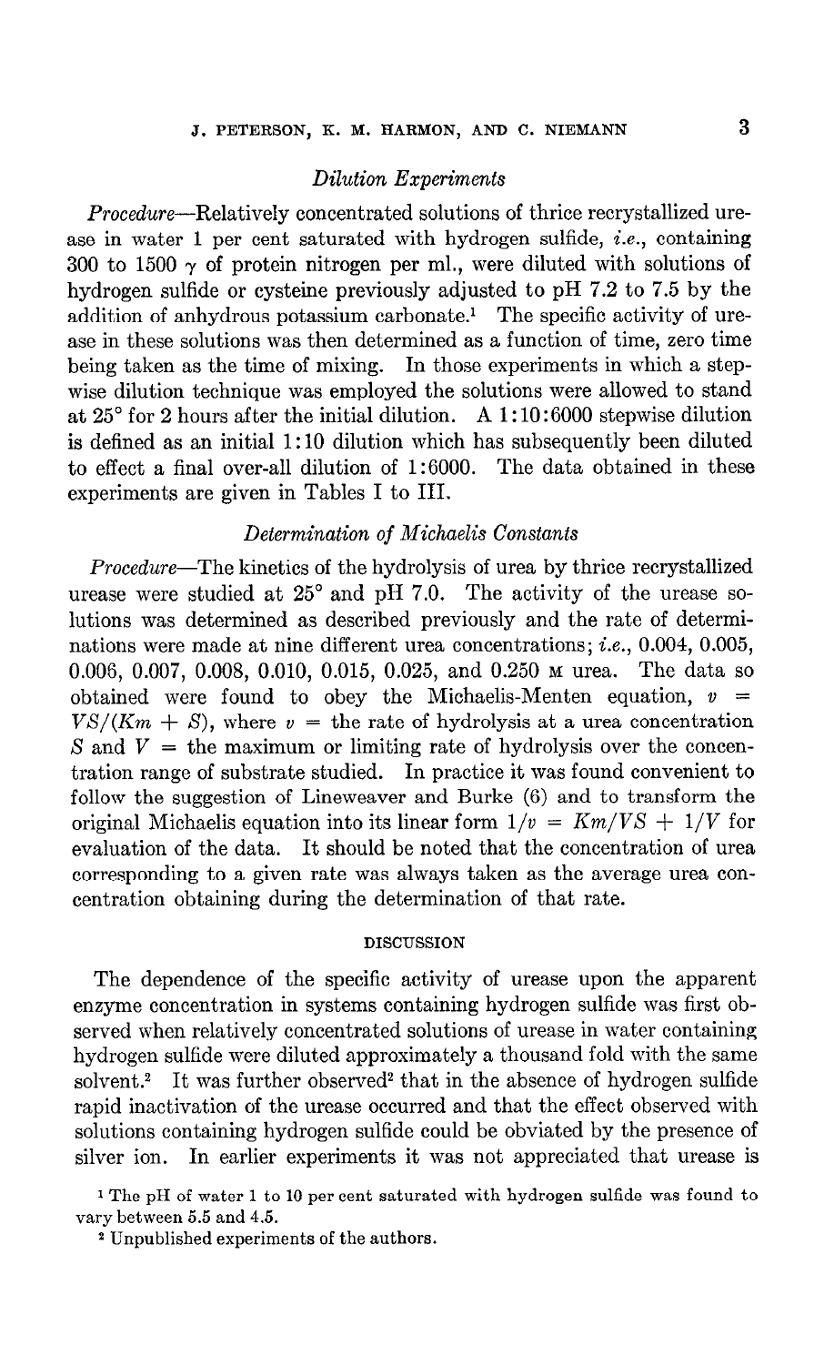### *Dilution Experiments*

*Procedure*—Relatively concentrated solutions of thrice recrystallized urease in water 1 per cent saturated with hydrogen sulfide, *i.e.*, containing 300 to 1500 $\gamma$ of protein nitrogen per ml., were diluted with solutions of hydrogen sulfide or cysteine previously adjusted to pH 7.2 to 7.5 by the addition of anhydrous potassium carbonate.[1] The specific activity of urease in these solutions was then determined as a function of time, zero time being taken as the time of mixing. In those experiments in which a stepwise dilution technique was employed the solutions were allowed to stand at 25° for 2 hours after the initial dilution. A 1:10:6000 stepwise dilution is defined as an initial 1:10 dilution which has subsequently been diluted to effect a final over-all dilution of 1:6000. The data obtained in these experiments are given in Tables I to III.

### *Determination of Michaelis Constants*

*Procedure*—The kinetics of the hydrolysis of urea by thrice recrystallized urease were studied at 25° and pH 7.0. The activity of the urease solutions was determined as described previously and the rate of determinations were made at nine different urea concentrations; *i.e.*, 0.004, 0.005, 0.006, 0.007, 0.008, 0.010, 0.015, 0.025, and 0.250 M urea. The data so obtained were found to obey the Michaelis-Menten equation, $v = VS/(Km + S)$, where $v$ = the rate of hydrolysis at a urea concentration $S$ and $V$ = the maximum or limiting rate of hydrolysis over the concentration range of substrate studied. In practice it was found convenient to follow the suggestion of Lineweaver and Burke (6) and to transform the original Michaelis equation into its linear form $1/v = Km/VS + 1/V$ for evaluation of the data. It should be noted that the concentration of urea corresponding to a given rate was always taken as the average urea concentration obtaining during the determination of that rate.

## DISCUSSION

The dependence of the specific activity of urease upon the apparent enzyme concentration in systems containing hydrogen sulfide was first observed when relatively concentrated solutions of urease in water containing hydrogen sulfide were diluted approximately a thousand fold with the same solvent.[2] It was further observed[2] that in the absence of hydrogen sulfide rapid inactivation of the urease occurred and that the effect observed with solutions containing hydrogen sulfide could be obviated by the presence of silver ion. In earlier experiments it was not appreciated that urease is

[1] The pH of water 1 to 10 per cent saturated with hydrogen sulfide was found to vary between 5.5 and 4.5.

[2] Unpublished experiments of the authors.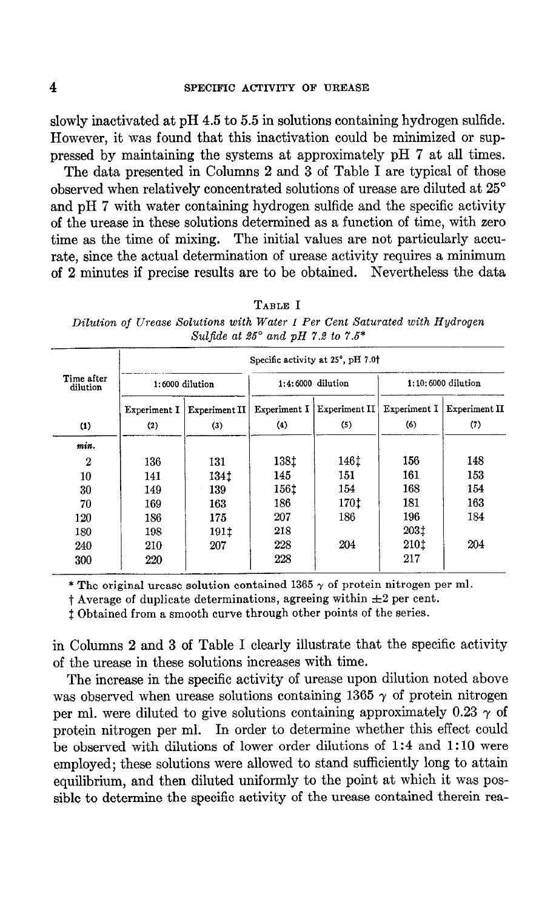slowly inactivated at pH 4.5 to 5.5 in solutions containing hydrogen sulfide. However, it was found that this inactivation could be minimized or suppressed by maintaining the systems at approximately pH 7 at all times.

The data presented in Columns 2 and 3 of Table I are typical of those observed when relatively concentrated solutions of urease are diluted at 25° and pH 7 with water containing hydrogen sulfide and the specific activity of the urease in these solutions determined as a function of time, with zero time as the time of mixing. The initial values are not particularly accurate, since the actual determination of urease activity requires a minimum of 2 minutes if precise results are to be obtained. Nevertheless the data in Columns 2 and 3 of Table I clearly illustrate that the specific activity of the urease in these solutions increases with time.

TABLE I

*Dilution of Urease Solutions with Water 1 Per Cent Saturated with Hydrogen Sulfide at 25° and pH 7.2 to 7.5\**

| Time after dilution | Specific activity at 25°, pH 7.0† | | | | | |
|---|---|---|---|---|---|---|
| | 1:6000 dilution | | 1:4:6000 dilution | | 1:10:6000 dilution | |
| | Experiment I | Experiment II | Experiment I | Experiment II | Experiment I | Experiment II |
| (1) | (2) | (3) | (4) | (5) | (6) | (7) |
| *min.* | | | | | | |
| 2 | 136 | 131 | 138‡ | 146‡ | 156 | 148 |
| 10 | 141 | 134‡ | 145 | 151 | 161 | 153 |
| 30 | 149 | 139 | 156‡ | 154 | 168 | 154 |
| 70 | 169 | 163 | 186 | 170‡ | 181 | 163 |
| 120 | 186 | 175 | 207 | 186 | 196 | 184 |
| 180 | 198 | 191‡ | 218 | | 203‡ | |
| 240 | 210 | 207 | 228 | 204 | 210‡ | 204 |
| 300 | 220 | | 228 | | 217 | |

\* The original urease solution contained 1365 γ of protein nitrogen per ml.

† Average of duplicate determinations, agreeing within ±2 per cent.

‡ Obtained from a smooth curve through other points of the series.

The increase in the specific activity of urease upon dilution noted above was observed when urease solutions containing 1365 γ of protein nitrogen per ml. were diluted to give solutions containing approximately 0.23 γ of protein nitrogen per ml. In order to determine whether this effect could be observed with dilutions of lower order dilutions of 1:4 and 1:10 were employed; these solutions were allowed to stand sufficiently long to attain equilibrium, and then diluted uniformly to the point at which it was possible to determine the specific activity of the urease contained therein rea-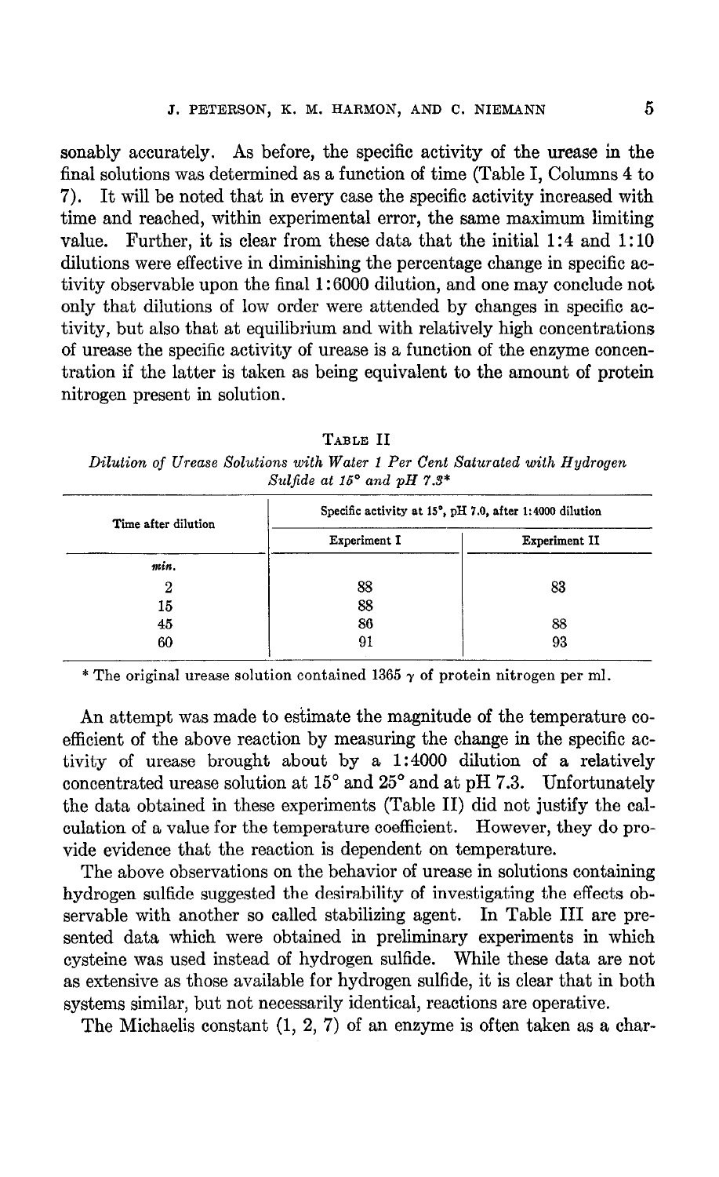sonably accurately. As before, the specific activity of the urease in the final solutions was determined as a function of time (Table I, Columns 4 to 7). It will be noted that in every case the specific activity increased with time and reached, within experimental error, the same maximum limiting value. Further, it is clear from these data that the initial 1:4 and 1:10 dilutions were effective in diminishing the percentage change in specific activity observable upon the final 1:6000 dilution, and one may conclude not only that dilutions of low order were attended by changes in specific activity, but also that at equilibrium and with relatively high concentrations of urease the specific activity of urease is a function of the enzyme concentration if the latter is taken as being equivalent to the amount of protein nitrogen present in solution.

TABLE II

*Dilution of Urease Solutions with Water 1 Per Cent Saturated with Hydrogen Sulfide at 15° and pH 7.3\**

| Time after dilution | Specific activity at 15°, pH 7.0, after 1:4000 dilution | |
|---|---|---|
| | Experiment I | Experiment II |
| *min.* | | |
| 2 | 88 | 83 |
| 15 | 88 | |
| 45 | 86 | 88 |
| 60 | 91 | 93 |

\* The original urease solution contained 1365 $\gamma$ of protein nitrogen per ml.

An attempt was made to estimate the magnitude of the temperature coefficient of the above reaction by measuring the change in the specific activity of urease brought about by a 1:4000 dilution of a relatively concentrated urease solution at 15° and 25° and at pH 7.3. Unfortunately the data obtained in these experiments (Table II) did not justify the calculation of a value for the temperature coefficient. However, they do provide evidence that the reaction is dependent on temperature.

The above observations on the behavior of urease in solutions containing hydrogen sulfide suggested the desirability of investigating the effects observable with another so called stabilizing agent. In Table III are presented data which were obtained in preliminary experiments in which cysteine was used instead of hydrogen sulfide. While these data are not as extensive as those available for hydrogen sulfide, it is clear that in both systems similar, but not necessarily identical, reactions are operative.

The Michaelis constant (1, 2, 7) of an enzyme is often taken as a char-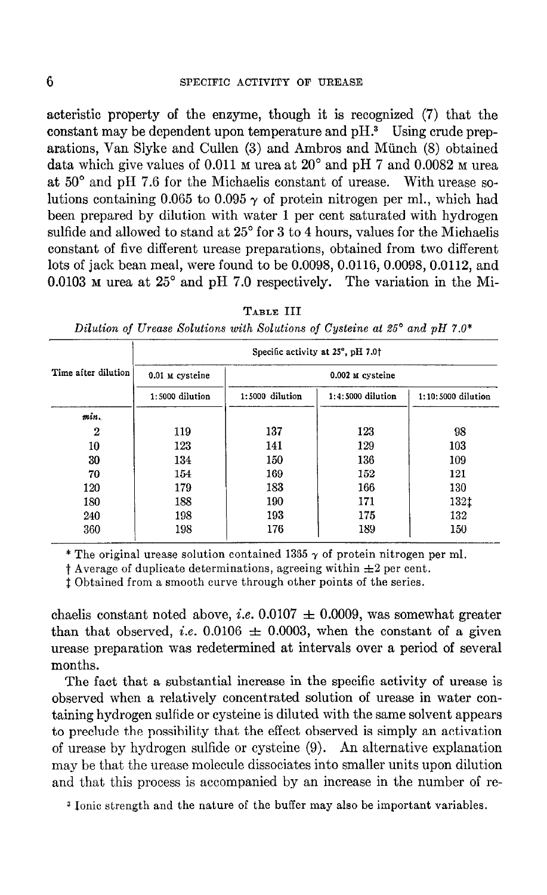acteristic property of the enzyme, though it is recognized (7) that the constant may be dependent upon temperature and pH.[3] Using crude preparations, Van Slyke and Cullen (3) and Ambros and Münch (8) obtained data which give values of 0.011 M urea at 20° and pH 7 and 0.0082 M urea at 50° and pH 7.6 for the Michaelis constant of urease. With urease solutions containing 0.065 to 0.095 γ of protein nitrogen per ml., which had been prepared by dilution with water 1 per cent saturated with hydrogen sulfide and allowed to stand at 25° for 3 to 4 hours, values for the Michaelis constant of five different urease preparations, obtained from two different lots of jack bean meal, were found to be 0.0098, 0.0116, 0.0098, 0.0112, and 0.0103 M urea at 25° and pH 7.0 respectively. The variation in the Michaelis constant noted above, *i.e.* 0.0107 ± 0.0009, was somewhat greater than that observed, *i.e.* 0.0106 ± 0.0003, when the constant of a given urease preparation was redetermined at intervals over a period of several months.

TABLE III

*Dilution of Urease Solutions with Solutions of Cysteine at 25° and pH 7.0**

| Time after dilution | Specific activity at 25°, pH 7.0† | | | |
|---|---|---|---|---|
| | 0.01 M cysteine | 0.002 M cysteine | | |
| | 1:5000 dilution | 1:5000 dilution | 1:4:5000 dilution | 1:10:5000 dilution |
| *min.* | | | | |
| 2 | 119 | 137 | 123 | 98 |
| 10 | 123 | 141 | 129 | 103 |
| 30 | 134 | 150 | 136 | 109 |
| 70 | 154 | 169 | 152 | 121 |
| 120 | 179 | 183 | 166 | 130 |
| 180 | 188 | 190 | 171 | 132‡ |
| 240 | 198 | 193 | 175 | 132 |
| 360 | 198 | 176 | 189 | 150 |

\* The original urease solution contained 1365 γ of protein nitrogen per ml.

† Average of duplicate determinations, agreeing within ±2 per cent.

‡ Obtained from a smooth curve through other points of the series.

The fact that a substantial increase in the specific activity of urease is observed when a relatively concentrated solution of urease in water containing hydrogen sulfide or cysteine is diluted with the same solvent appears to preclude the possibility that the effect observed is simply an activation of urease by hydrogen sulfide or cysteine (9). An alternative explanation may be that the urease molecule dissociates into smaller units upon dilution and that this process is accompanied by an increase in the number of re-

[3] Ionic strength and the nature of the buffer may also be important variables.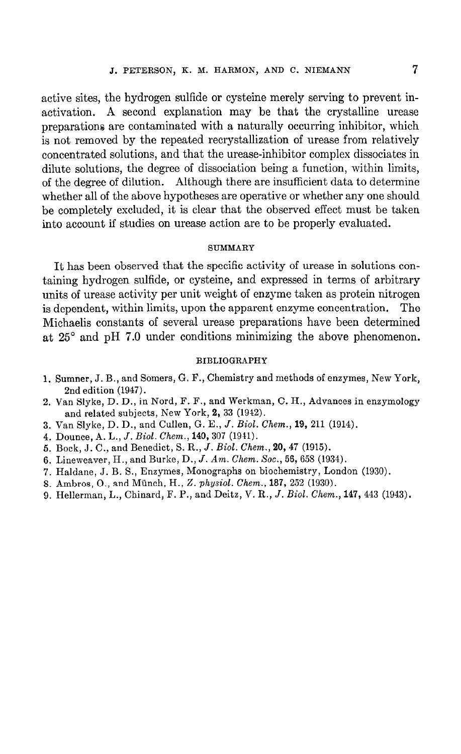active sites, the hydrogen sulfide or cysteine merely serving to prevent inactivation. A second explanation may be that the crystalline urease preparations are contaminated with a naturally occurring inhibitor, which is not removed by the repeated recrystallization of urease from relatively concentrated solutions, and that the urease-inhibitor complex dissociates in dilute solutions, the degree of dissociation being a function, within limits, of the degree of dilution. Although there are insufficient data to determine whether all of the above hypotheses are operative or whether any one should be completely excluded, it is clear that the observed effect must be taken into account if studies on urease action are to be properly evaluated.

## SUMMARY

It has been observed that the specific activity of urease in solutions containing hydrogen sulfide, or cysteine, and expressed in terms of arbitrary units of urease activity per unit weight of enzyme taken as protein nitrogen is dependent, within limits, upon the apparent enzyme concentration. The Michaelis constants of several urease preparations have been determined at 25° and pH 7.0 under conditions minimizing the above phenomenon.

## BIBLIOGRAPHY

1. Sumner, J. B., and Somers, G. F., Chemistry and methods of enzymes, New York, 2nd edition (1947).
2. Van Slyke, D. D., in Nord, F. F., and Werkman, C. H., Advances in enzymology and related subjects, New York, **2**, 33 (1942).
3. Van Slyke, D. D., and Cullen, G. E., *J. Biol. Chem.*, **19**, 211 (1914).
4. Dounce, A. L., *J. Biol. Chem.*, **140**, 307 (1941).
5. Bock, J. C., and Benedict, S. R., *J. Biol. Chem.*, **20**, 47 (1915).
6. Lineweaver, H., and Burke, D., *J. Am. Chem. Soc.*, **56**, 658 (1934).
7. Haldane, J. B. S., Enzymes, Monographs on biochemistry, London (1930).
8. Ambros, O., and Münch, H., *Z. physiol. Chem.*, **187**, 252 (1930).
9. Hellerman, L., Chinard, F. P., and Deitz, V. R., *J. Biol. Chem.*, **147**, 443 (1943).